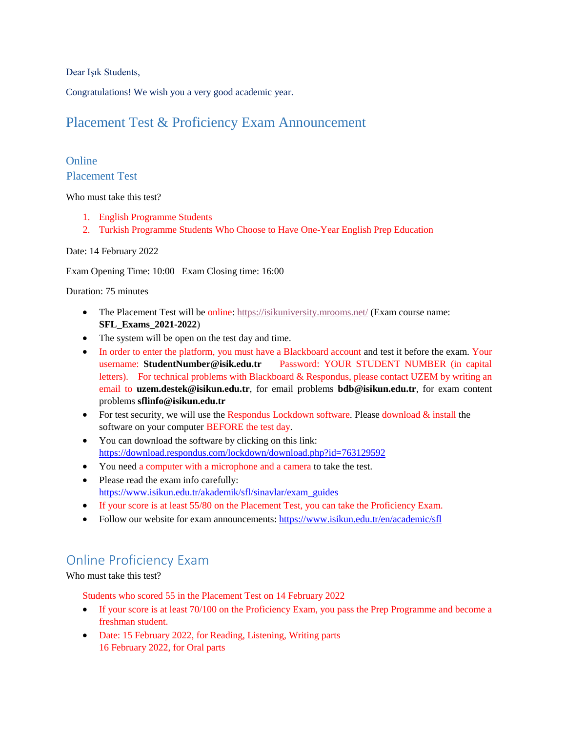Dear Işık Students,

Congratulations! We wish you a very good academic year.

# Placement Test & Proficiency Exam Announcement

## Online
## Placement Test

Who must take this test?

1. English Programme Students
2. Turkish Programme Students Who Choose to Have One-Year English Prep Education

Date: 14 February 2022

Exam Opening Time: 10:00   Exam Closing time: 16:00

Duration: 75 minutes

- The Placement Test will be online: https://isikuniversity.mrooms.net/ (Exam course name: **SFL_Exams_2021-2022**)
- The system will be open on the test day and time.
- In order to enter the platform, you must have a Blackboard account and test it before the exam. Your username: **StudentNumber@isik.edu.tr**   Password: YOUR STUDENT NUMBER (in capital letters). For technical problems with Blackboard & Respondus, please contact UZEM by writing an email to **uzem.destek@isikun.edu.tr**, for email problems **bdb@isikun.edu.tr**, for exam content problems **sflinfo@isikun.edu.tr**
- For test security, we will use the Respondus Lockdown software. Please download & install the software on your computer BEFORE the test day.
- You can download the software by clicking on this link: https://download.respondus.com/lockdown/download.php?id=763129592
- You need a computer with a microphone and a camera to take the test.
- Please read the exam info carefully: https://www.isikun.edu.tr/akademik/sfl/sinavlar/exam_guides
- If your score is at least 55/80 on the Placement Test, you can take the Proficiency Exam.
- Follow our website for exam announcements: https://www.isikun.edu.tr/en/academic/sfl

## Online Proficiency Exam

Who must take this test?

Students who scored 55 in the Placement Test on 14 February 2022

- If your score is at least 70/100 on the Proficiency Exam, you pass the Prep Programme and become a freshman student.
- Date: 15 February 2022, for Reading, Listening, Writing parts
  16 February 2022, for Oral parts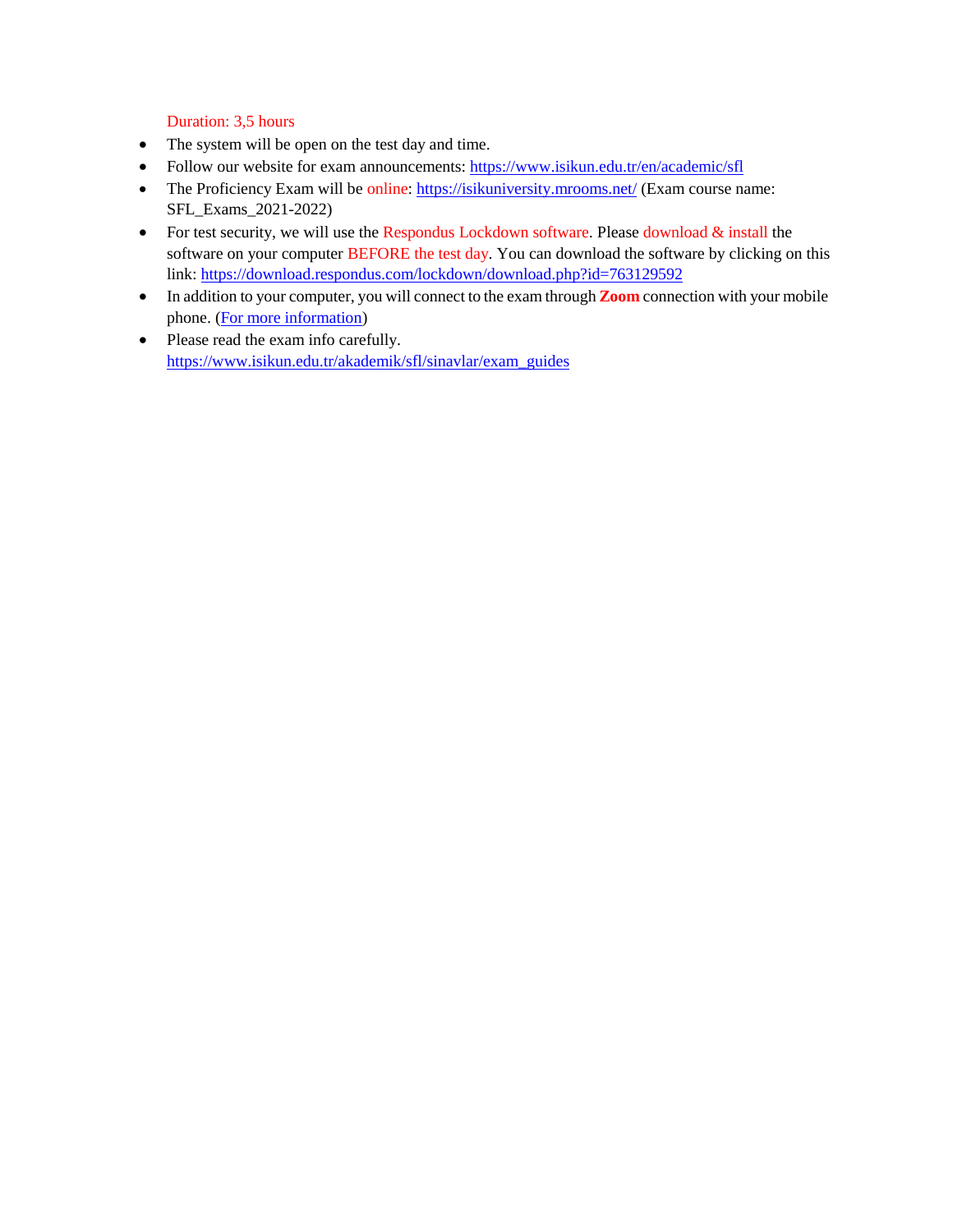Duration: 3,5 hours

- The system will be open on the test day and time.
- Follow our website for exam announcements: https://www.isikun.edu.tr/en/academic/sfl
- The Proficiency Exam will be online: https://isikuniversity.mrooms.net/ (Exam course name: SFL_Exams_2021-2022)
- For test security, we will use the Respondus Lockdown software. Please download & install the software on your computer BEFORE the test day. You can download the software by clicking on this link: https://download.respondus.com/lockdown/download.php?id=763129592
- In addition to your computer, you will connect to the exam through **Zoom** connection with your mobile phone. (For more information)
- Please read the exam info carefully. https://www.isikun.edu.tr/akademik/sfl/sinavlar/exam_guides